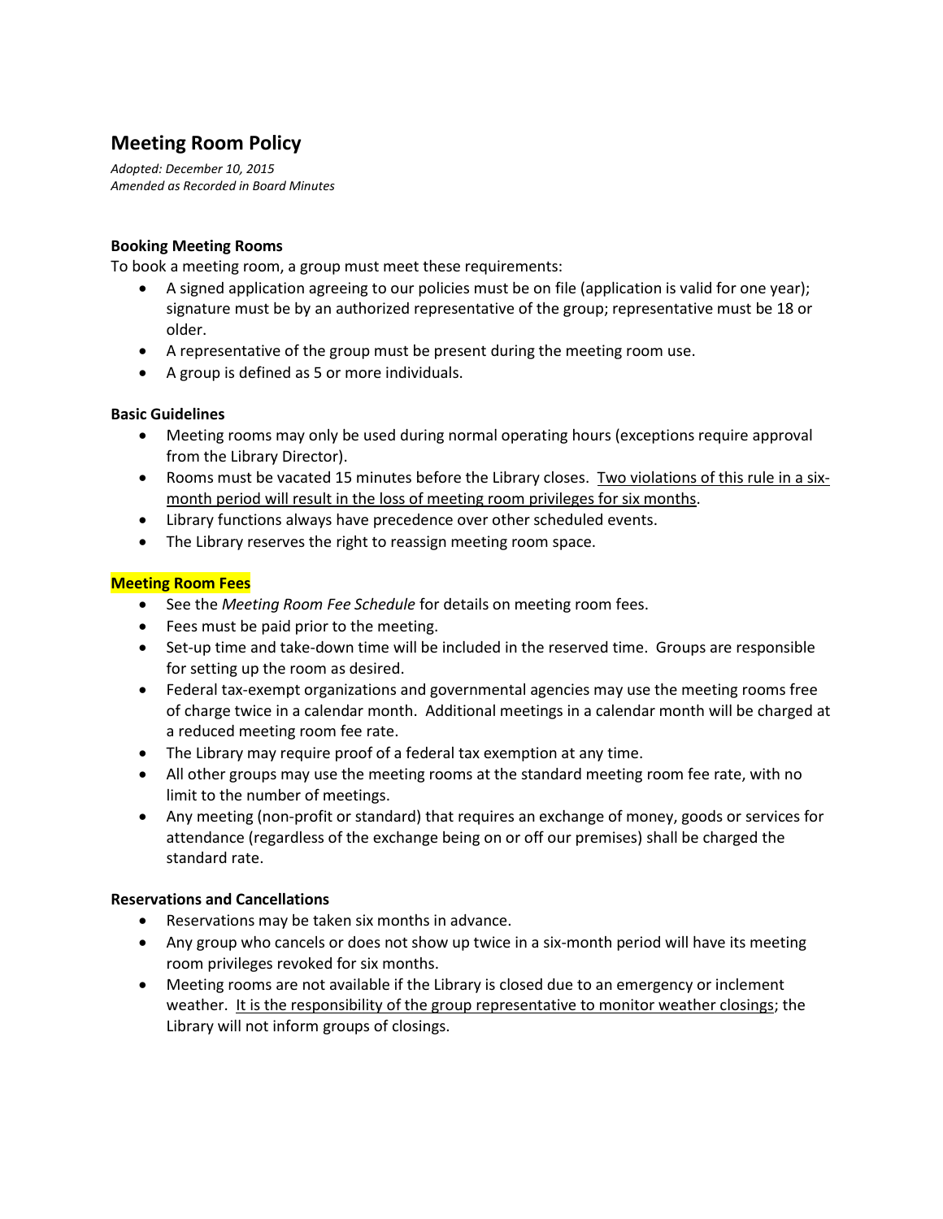# Meeting Room Policy

*Adopted: December 10, 2015*
*Amended as Recorded in Board Minutes*

### Booking Meeting Rooms

To book a meeting room, a group must meet these requirements:

- A signed application agreeing to our policies must be on file (application is valid for one year); signature must be by an authorized representative of the group; representative must be 18 or older.
- A representative of the group must be present during the meeting room use.
- A group is defined as 5 or more individuals.

### Basic Guidelines

- Meeting rooms may only be used during normal operating hours (exceptions require approval from the Library Director).
- Rooms must be vacated 15 minutes before the Library closes. Two violations of this rule in a six-month period will result in the loss of meeting room privileges for six months.
- Library functions always have precedence over other scheduled events.
- The Library reserves the right to reassign meeting room space.

### Meeting Room Fees

- See the *Meeting Room Fee Schedule* for details on meeting room fees.
- Fees must be paid prior to the meeting.
- Set-up time and take-down time will be included in the reserved time. Groups are responsible for setting up the room as desired.
- Federal tax-exempt organizations and governmental agencies may use the meeting rooms free of charge twice in a calendar month. Additional meetings in a calendar month will be charged at a reduced meeting room fee rate.
- The Library may require proof of a federal tax exemption at any time.
- All other groups may use the meeting rooms at the standard meeting room fee rate, with no limit to the number of meetings.
- Any meeting (non-profit or standard) that requires an exchange of money, goods or services for attendance (regardless of the exchange being on or off our premises) shall be charged the standard rate.

### Reservations and Cancellations

- Reservations may be taken six months in advance.
- Any group who cancels or does not show up twice in a six-month period will have its meeting room privileges revoked for six months.
- Meeting rooms are not available if the Library is closed due to an emergency or inclement weather. It is the responsibility of the group representative to monitor weather closings; the Library will not inform groups of closings.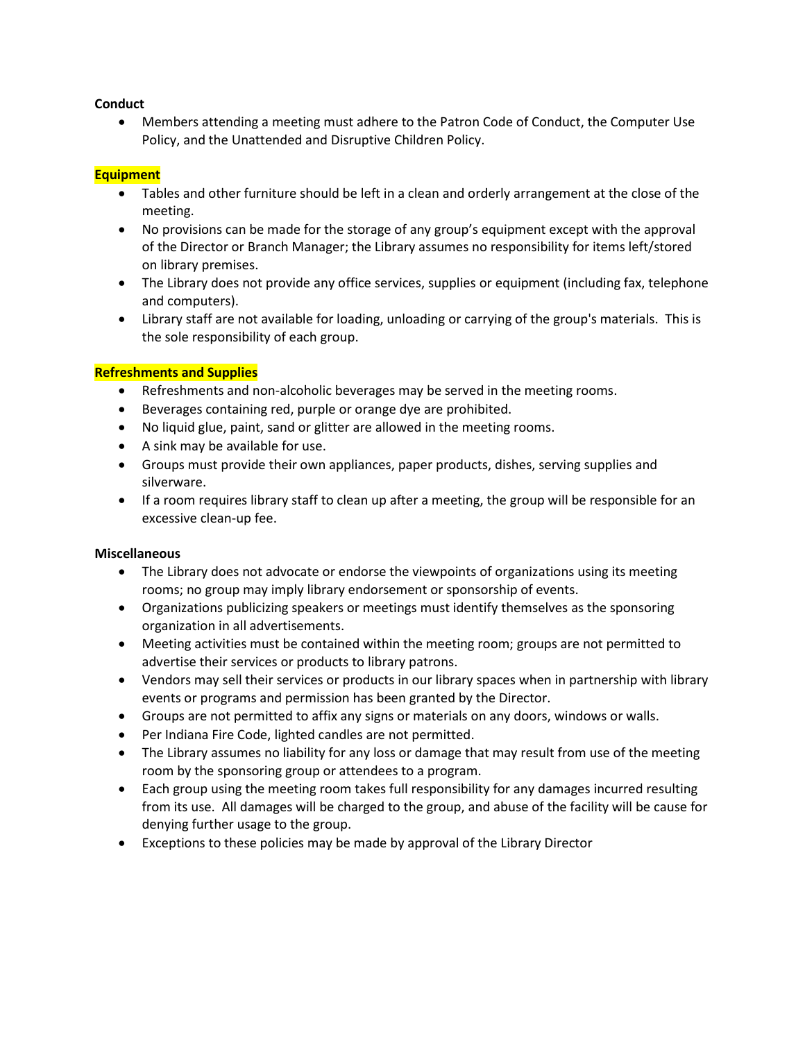**Conduct**

- Members attending a meeting must adhere to the Patron Code of Conduct, the Computer Use Policy, and the Unattended and Disruptive Children Policy.

**Equipment**

- Tables and other furniture should be left in a clean and orderly arrangement at the close of the meeting.
- No provisions can be made for the storage of any group's equipment except with the approval of the Director or Branch Manager; the Library assumes no responsibility for items left/stored on library premises.
- The Library does not provide any office services, supplies or equipment (including fax, telephone and computers).
- Library staff are not available for loading, unloading or carrying of the group's materials. This is the sole responsibility of each group.

**Refreshments and Supplies**

- Refreshments and non-alcoholic beverages may be served in the meeting rooms.
- Beverages containing red, purple or orange dye are prohibited.
- No liquid glue, paint, sand or glitter are allowed in the meeting rooms.
- A sink may be available for use.
- Groups must provide their own appliances, paper products, dishes, serving supplies and silverware.
- If a room requires library staff to clean up after a meeting, the group will be responsible for an excessive clean-up fee.

**Miscellaneous**

- The Library does not advocate or endorse the viewpoints of organizations using its meeting rooms; no group may imply library endorsement or sponsorship of events.
- Organizations publicizing speakers or meetings must identify themselves as the sponsoring organization in all advertisements.
- Meeting activities must be contained within the meeting room; groups are not permitted to advertise their services or products to library patrons.
- Vendors may sell their services or products in our library spaces when in partnership with library events or programs and permission has been granted by the Director.
- Groups are not permitted to affix any signs or materials on any doors, windows or walls.
- Per Indiana Fire Code, lighted candles are not permitted.
- The Library assumes no liability for any loss or damage that may result from use of the meeting room by the sponsoring group or attendees to a program.
- Each group using the meeting room takes full responsibility for any damages incurred resulting from its use. All damages will be charged to the group, and abuse of the facility will be cause for denying further usage to the group.
- Exceptions to these policies may be made by approval of the Library Director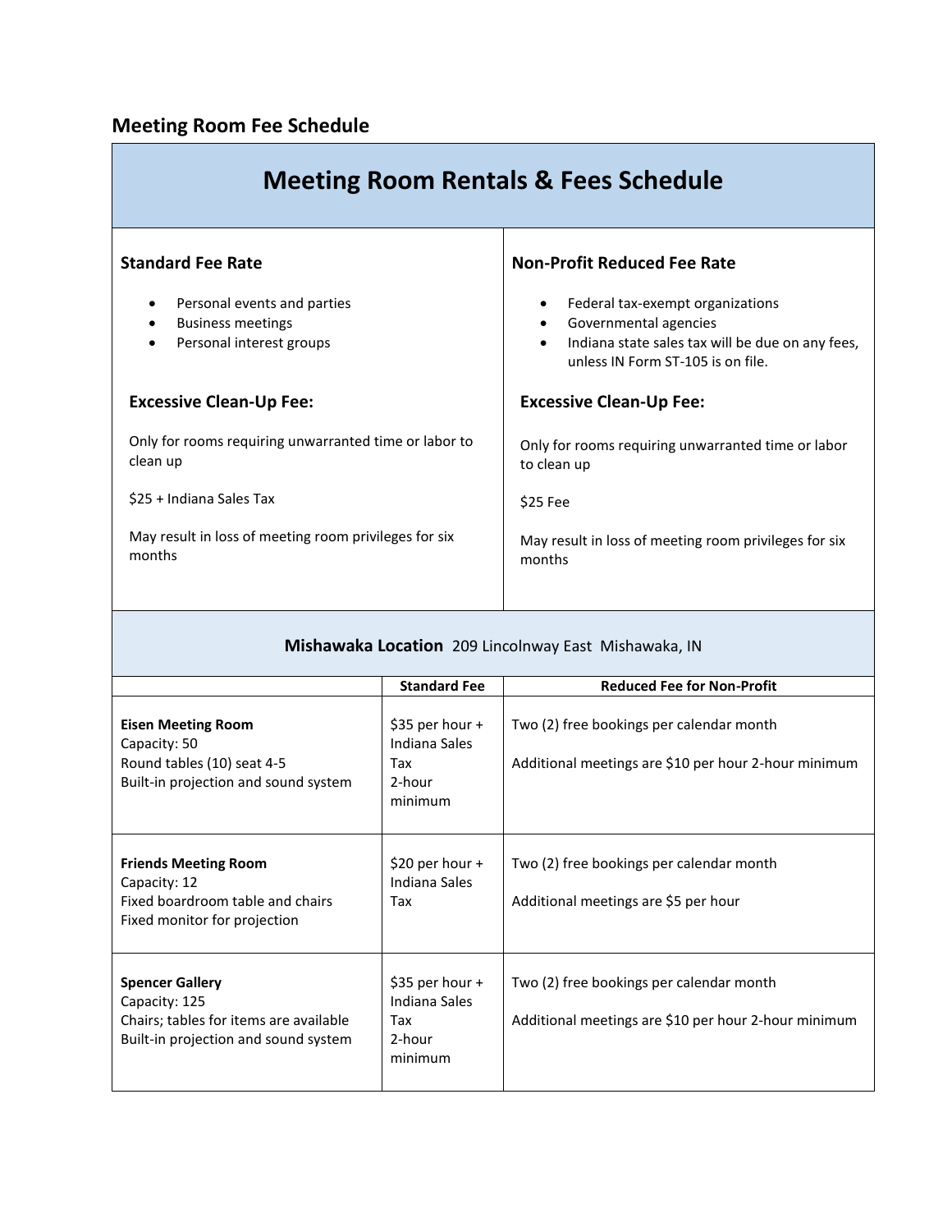## Meeting Room Fee Schedule

# Meeting Room Rentals & Fees Schedule

### Standard Fee Rate

- Personal events and parties
- Business meetings
- Personal interest groups

**Excessive Clean-Up Fee:**

Only for rooms requiring unwarranted time or labor to clean up

$25 + Indiana Sales Tax

May result in loss of meeting room privileges for six months

### Non-Profit Reduced Fee Rate

- Federal tax-exempt organizations
- Governmental agencies
- Indiana state sales tax will be due on any fees, unless IN Form ST-105 is on file.

**Excessive Clean-Up Fee:**

Only for rooms requiring unwarranted time or labor to clean up

$25 Fee

May result in loss of meeting room privileges for six months

### Mishawaka Location 209 Lincolnway East Mishawaka, IN

| | Standard Fee | Reduced Fee for Non-Profit |
|---|---|---|
| **Eisen Meeting Room**<br>Capacity: 50<br>Round tables (10) seat 4-5<br>Built-in projection and sound system | $35 per hour + Indiana Sales Tax<br>2-hour minimum | Two (2) free bookings per calendar month<br><br>Additional meetings are $10 per hour 2-hour minimum |
| **Friends Meeting Room**<br>Capacity: 12<br>Fixed boardroom table and chairs<br>Fixed monitor for projection | $20 per hour + Indiana Sales Tax | Two (2) free bookings per calendar month<br><br>Additional meetings are $5 per hour |
| **Spencer Gallery**<br>Capacity: 125<br>Chairs; tables for items are available<br>Built-in projection and sound system | $35 per hour + Indiana Sales Tax<br>2-hour minimum | Two (2) free bookings per calendar month<br><br>Additional meetings are $10 per hour 2-hour minimum |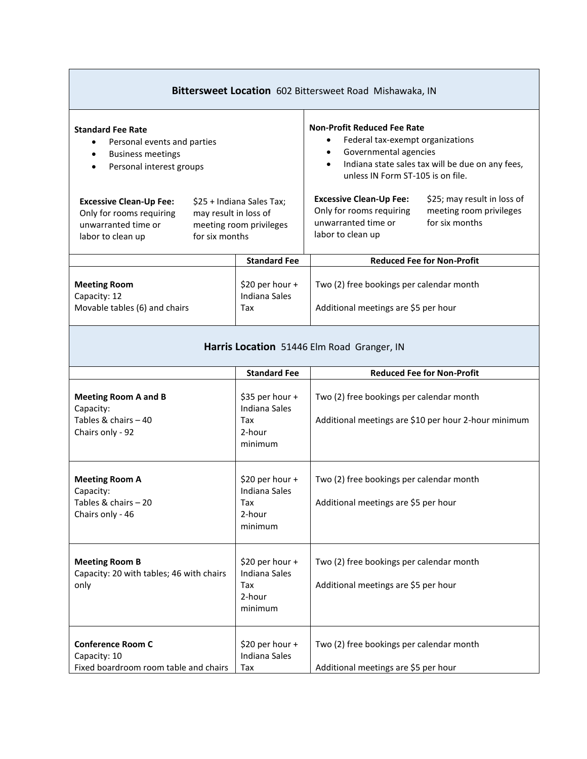## **Bittersweet Location** 602 Bittersweet Road Mishawaka, IN

**Standard Fee Rate**

- Personal events and parties
- Business meetings
- Personal interest groups

**Excessive Clean-Up Fee:** Only for rooms requiring unwarranted time or labor to clean up — $25 + Indiana Sales Tax; may result in loss of meeting room privileges for six months

**Non-Profit Reduced Fee Rate**

- Federal tax-exempt organizations
- Governmental agencies
- Indiana state sales tax will be due on any fees, unless IN Form ST-105 is on file.

**Excessive Clean-Up Fee:** Only for rooms requiring unwarranted time or labor to clean up — $25; may result in loss of meeting room privileges for six months

| | Standard Fee | Reduced Fee for Non-Profit |
|---|---|---|
| **Meeting Room**<br>Capacity: 12<br>Movable tables (6) and chairs | $20 per hour + Indiana Sales Tax | Two (2) free bookings per calendar month<br><br>Additional meetings are $5 per hour |

## **Harris Location** 51446 Elm Road Granger, IN

| | Standard Fee | Reduced Fee for Non-Profit |
|---|---|---|
| **Meeting Room A and B**<br>Capacity:<br>Tables & chairs – 40<br>Chairs only - 92 | $35 per hour + Indiana Sales Tax<br>2-hour minimum | Two (2) free bookings per calendar month<br><br>Additional meetings are $10 per hour 2-hour minimum |
| **Meeting Room A**<br>Capacity:<br>Tables & chairs – 20<br>Chairs only - 46 | $20 per hour + Indiana Sales Tax<br>2-hour minimum | Two (2) free bookings per calendar month<br><br>Additional meetings are $5 per hour |
| **Meeting Room B**<br>Capacity: 20 with tables; 46 with chairs only | $20 per hour + Indiana Sales Tax<br>2-hour minimum | Two (2) free bookings per calendar month<br><br>Additional meetings are $5 per hour |
| **Conference Room C**<br>Capacity: 10<br>Fixed boardroom room table and chairs | $20 per hour + Indiana Sales Tax | Two (2) free bookings per calendar month<br><br>Additional meetings are $5 per hour |